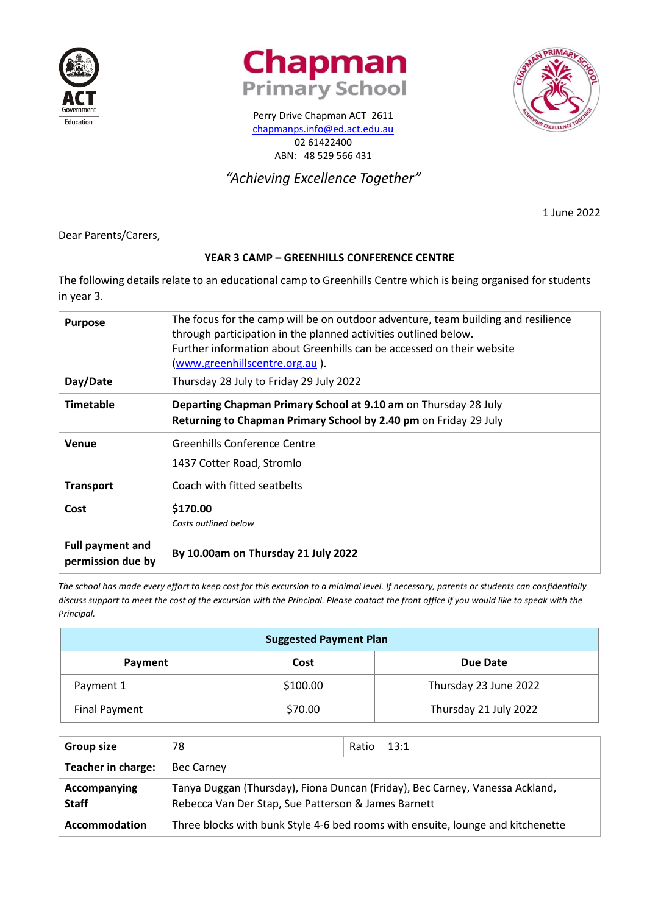# Chapman Primary School

Perry Drive Chapman ACT 2611
chapmanps.info@ed.act.edu.au
02 61422400
ABN: 48 529 566 431

*"Achieving Excellence Together"*

1 June 2022

Dear Parents/Carers,

**YEAR 3 CAMP – GREENHILLS CONFERENCE CENTRE**

The following details relate to an educational camp to Greenhills Centre which is being organised for students in year 3.

| | |
|---|---|
| **Purpose** | The focus for the camp will be on outdoor adventure, team building and resilience through participation in the planned activities outlined below. Further information about Greenhills can be accessed on their website (www.greenhillscentre.org.au ). |
| **Day/Date** | Thursday 28 July to Friday 29 July 2022 |
| **Timetable** | **Departing Chapman Primary School at 9.10 am** on Thursday 28 July<br>**Returning to Chapman Primary School by 2.40 pm** on Friday 29 July |
| **Venue** | Greenhills Conference Centre<br>1437 Cotter Road, Stromlo |
| **Transport** | Coach with fitted seatbelts |
| **Cost** | **$170.00**<br>*Costs outlined below* |
| **Full payment and permission due by** | **By 10.00am on Thursday 21 July 2022** |

*The school has made every effort to keep cost for this excursion to a minimal level. If necessary, parents or students can confidentially discuss support to meet the cost of the excursion with the Principal. Please contact the front office if you would like to speak with the Principal.*

| **Suggested Payment Plan** | | |
|---|---|---|
| **Payment** | **Cost** | **Due Date** |
| Payment 1 | $100.00 | Thursday 23 June 2022 |
| Final Payment | $70.00 | Thursday 21 July 2022 |

| | | | |
|---|---|---|---|
| **Group size** | 78 | Ratio | 13:1 |
| **Teacher in charge:** | Bec Carney | | |
| **Accompanying Staff** | Tanya Duggan (Thursday), Fiona Duncan (Friday), Bec Carney, Vanessa Ackland, Rebecca Van Der Stap, Sue Patterson & James Barnett | | |
| **Accommodation** | Three blocks with bunk Style 4-6 bed rooms with ensuite, lounge and kitchenette | | |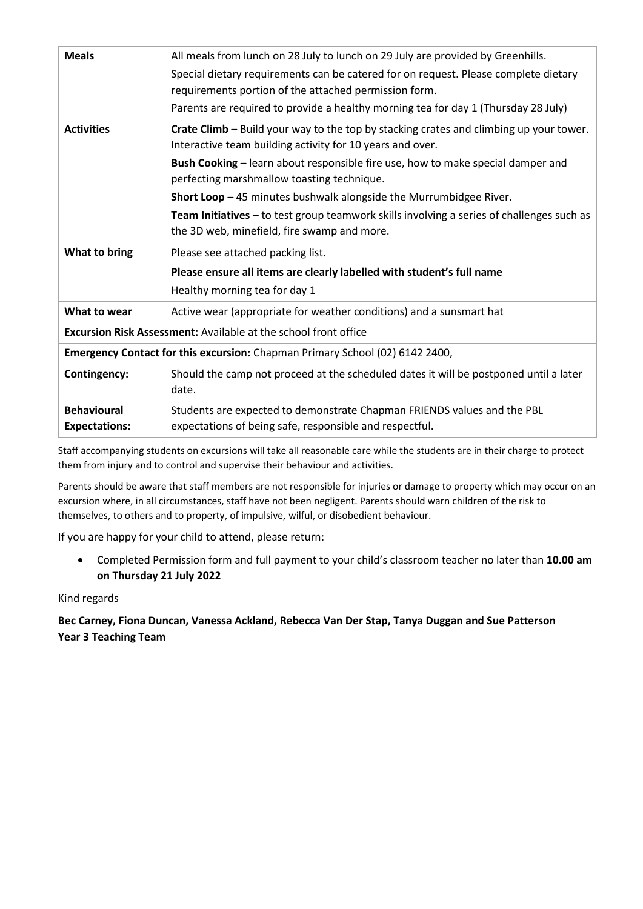| | |
|---|---|
| **Meals** | All meals from lunch on 28 July to lunch on 29 July are provided by Greenhills.<br>Special dietary requirements can be catered for on request. Please complete dietary requirements portion of the attached permission form.<br>Parents are required to provide a healthy morning tea for day 1 (Thursday 28 July) |
| **Activities** | **Crate Climb** – Build your way to the top by stacking crates and climbing up your tower. Interactive team building activity for 10 years and over.<br>**Bush Cooking** – learn about responsible fire use, how to make special damper and perfecting marshmallow toasting technique.<br>**Short Loop** – 45 minutes bushwalk alongside the Murrumbidgee River.<br>**Team Initiatives** – to test group teamwork skills involving a series of challenges such as the 3D web, minefield, fire swamp and more. |
| **What to bring** | Please see attached packing list.<br>**Please ensure all items are clearly labelled with student's full name**<br>Healthy morning tea for day 1 |
| **What to wear** | Active wear (appropriate for weather conditions) and a sunsmart hat |
| **Excursion Risk Assessment:** Available at the school front office | |
| **Emergency Contact for this excursion:** Chapman Primary School (02) 6142 2400, | |
| **Contingency:** | Should the camp not proceed at the scheduled dates it will be postponed until a later date. |
| **Behavioural Expectations:** | Students are expected to demonstrate Chapman FRIENDS values and the PBL expectations of being safe, responsible and respectful. |

Staff accompanying students on excursions will take all reasonable care while the students are in their charge to protect them from injury and to control and supervise their behaviour and activities.

Parents should be aware that staff members are not responsible for injuries or damage to property which may occur on an excursion where, in all circumstances, staff have not been negligent. Parents should warn children of the risk to themselves, to others and to property, of impulsive, wilful, or disobedient behaviour.

If you are happy for your child to attend, please return:

- Completed Permission form and full payment to your child's classroom teacher no later than **10.00 am on Thursday 21 July 2022**

Kind regards

**Bec Carney, Fiona Duncan, Vanessa Ackland, Rebecca Van Der Stap, Tanya Duggan and Sue Patterson**
**Year 3 Teaching Team**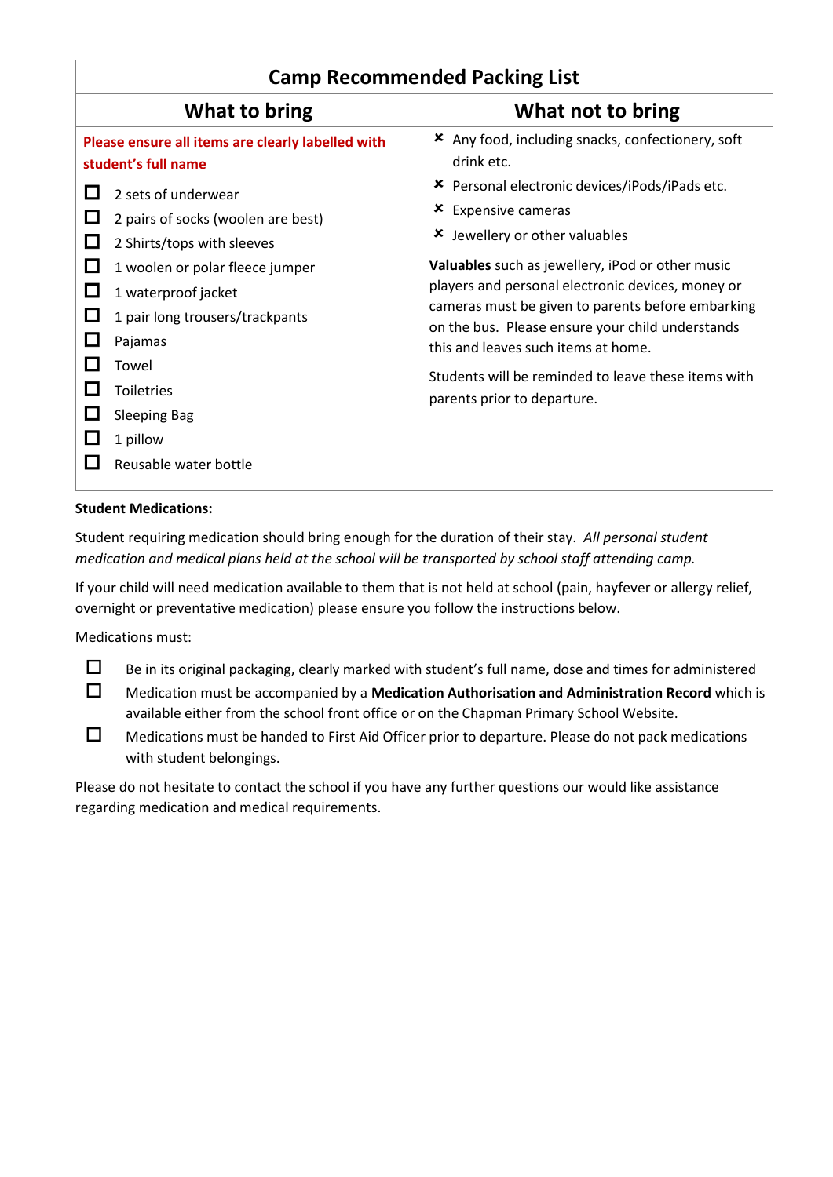## Camp Recommended Packing List

| What to bring | What not to bring |
|---|---|
| **Please ensure all items are clearly labelled with student's full name**<br><br>☐ 2 sets of underwear<br>☐ 2 pairs of socks (woolen are best)<br>☐ 2 Shirts/tops with sleeves<br>☐ 1 woolen or polar fleece jumper<br>☐ 1 waterproof jacket<br>☐ 1 pair long trousers/trackpants<br>☐ Pajamas<br>☐ Towel<br>☐ Toiletries<br>☐ Sleeping Bag<br>☐ 1 pillow<br>☐ Reusable water bottle | ✘ Any food, including snacks, confectionery, soft drink etc.<br>✘ Personal electronic devices/iPods/iPads etc.<br>✘ Expensive cameras<br>✘ Jewellery or other valuables<br><br>**Valuables** such as jewellery, iPod or other music players and personal electronic devices, money or cameras must be given to parents before embarking on the bus. Please ensure your child understands this and leaves such items at home.<br><br>Students will be reminded to leave these items with parents prior to departure. |

**Student Medications:**

Student requiring medication should bring enough for the duration of their stay. *All personal student medication and medical plans held at the school will be transported by school staff attending camp.*

If your child will need medication available to them that is not held at school (pain, hayfever or allergy relief, overnight or preventative medication) please ensure you follow the instructions below.

Medications must:

- ☐ Be in its original packaging, clearly marked with student's full name, dose and times for administered
- ☐ Medication must be accompanied by a **Medication Authorisation and Administration Record** which is available either from the school front office or on the Chapman Primary School Website.
- ☐ Medications must be handed to First Aid Officer prior to departure. Please do not pack medications with student belongings.

Please do not hesitate to contact the school if you have any further questions our would like assistance regarding medication and medical requirements.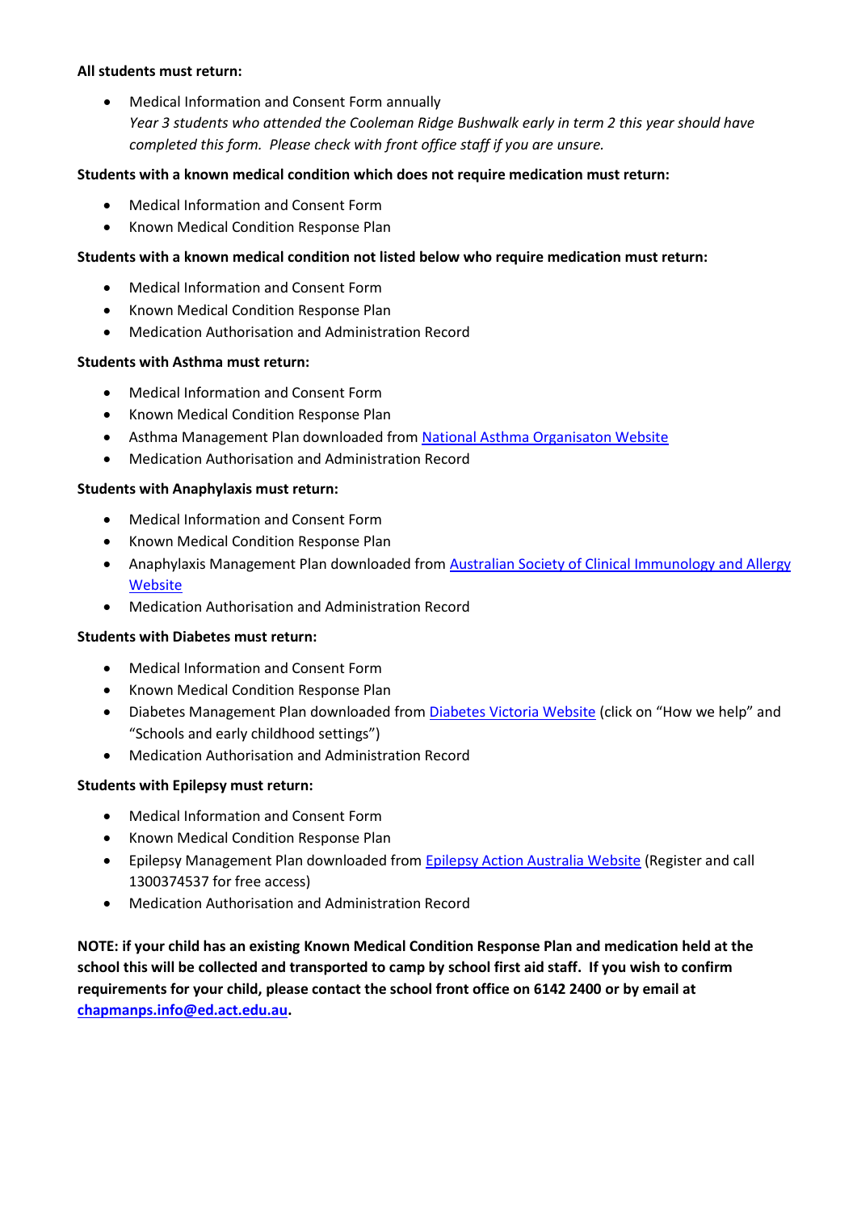**All students must return:**

- Medical Information and Consent Form annually
  *Year 3 students who attended the Cooleman Ridge Bushwalk early in term 2 this year should have completed this form. Please check with front office staff if you are unsure.*

**Students with a known medical condition which does not require medication must return:**

- Medical Information and Consent Form
- Known Medical Condition Response Plan

**Students with a known medical condition not listed below who require medication must return:**

- Medical Information and Consent Form
- Known Medical Condition Response Plan
- Medication Authorisation and Administration Record

**Students with Asthma must return:**

- Medical Information and Consent Form
- Known Medical Condition Response Plan
- Asthma Management Plan downloaded from National Asthma Organisaton Website
- Medication Authorisation and Administration Record

**Students with Anaphylaxis must return:**

- Medical Information and Consent Form
- Known Medical Condition Response Plan
- Anaphylaxis Management Plan downloaded from Australian Society of Clinical Immunology and Allergy Website
- Medication Authorisation and Administration Record

**Students with Diabetes must return:**

- Medical Information and Consent Form
- Known Medical Condition Response Plan
- Diabetes Management Plan downloaded from Diabetes Victoria Website (click on "How we help" and "Schools and early childhood settings")
- Medication Authorisation and Administration Record

**Students with Epilepsy must return:**

- Medical Information and Consent Form
- Known Medical Condition Response Plan
- Epilepsy Management Plan downloaded from Epilepsy Action Australia Website (Register and call 1300374537 for free access)
- Medication Authorisation and Administration Record

**NOTE: if your child has an existing Known Medical Condition Response Plan and medication held at the school this will be collected and transported to camp by school first aid staff. If you wish to confirm requirements for your child, please contact the school front office on 6142 2400 or by email at chapmanps.info@ed.act.edu.au.**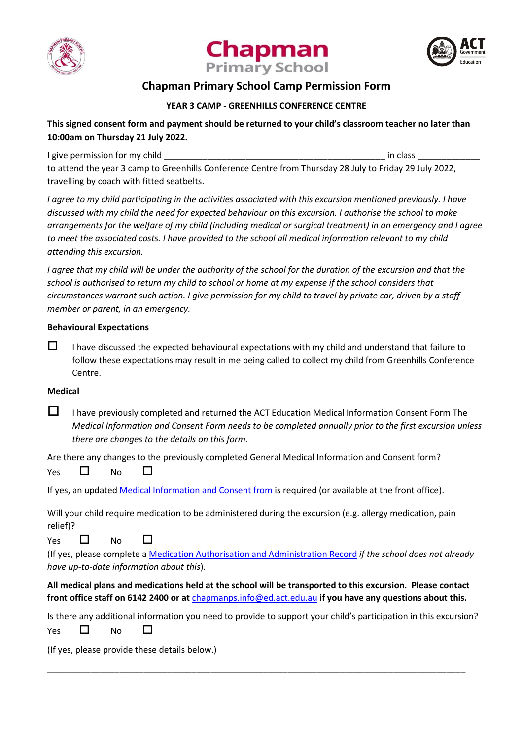# Chapman Primary School

## Chapman Primary School Camp Permission Form

**YEAR 3 CAMP - GREENHILLS CONFERENCE CENTRE**

**This signed consent form and payment should be returned to your child's classroom teacher no later than 10:00am on Thursday 21 July 2022.**

I give permission for my child _______________________________________________ in class _____________ to attend the year 3 camp to Greenhills Conference Centre from Thursday 28 July to Friday 29 July 2022, travelling by coach with fitted seatbelts.

*I agree to my child participating in the activities associated with this excursion mentioned previously. I have discussed with my child the need for expected behaviour on this excursion. I authorise the school to make arrangements for the welfare of my child (including medical or surgical treatment) in an emergency and I agree to meet the associated costs. I have provided to the school all medical information relevant to my child attending this excursion.*

*I agree that my child will be under the authority of the school for the duration of the excursion and that the school is authorised to return my child to school or home at my expense if the school considers that circumstances warrant such action. I give permission for my child to travel by private car, driven by a staff member or parent, in an emergency.*

**Behavioural Expectations**

☐ I have discussed the expected behavioural expectations with my child and understand that failure to follow these expectations may result in me being called to collect my child from Greenhills Conference Centre.

**Medical**

☐ I have previously completed and returned the ACT Education Medical Information Consent Form *The Medical Information and Consent Form needs to be completed annually prior to the first excursion unless there are changes to the details on this form.*

Are there any changes to the previously completed General Medical Information and Consent form?

Yes ☐ No ☐

If yes, an updated Medical Information and Consent from is required (or available at the front office).

Will your child require medication to be administered during the excursion (e.g. allergy medication, pain relief)?

Yes ☐ No ☐

(If yes, please complete a Medication Authorisation and Administration Record *if the school does not already have up-to-date information about this*).

**All medical plans and medications held at the school will be transported to this excursion. Please contact front office staff on 6142 2400 or at** chapmanps.info@ed.act.edu.au **if you have any questions about this.**

Is there any additional information you need to provide to support your child's participation in this excursion?

Yes ☐ No ☐

(If yes, please provide these details below.)

______________________________________________________________________________________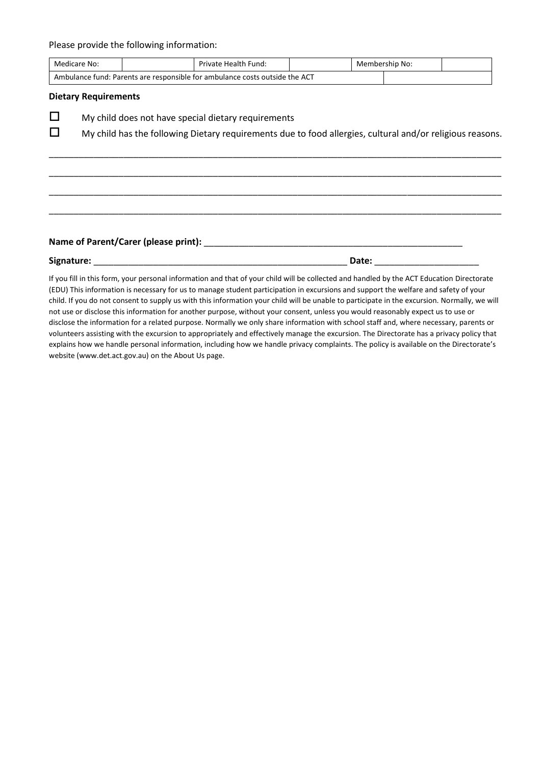Please provide the following information:

| Medicare No: | | Private Health Fund: | | Membership No: | |
|---|---|---|---|---|---|
| Ambulance fund: Parents are responsible for ambulance costs outside the ACT | | | | | |

**Dietary Requirements**

☐ My child does not have special dietary requirements

☐ My child has the following Dietary requirements due to food allergies, cultural and/or religious reasons.

______________________________________________________________________________________________

______________________________________________________________________________________________

______________________________________________________________________________________________

______________________________________________________________________________________________

**Name of Parent/Carer (please print):** ____________________________________________________

**Signature:** ____________________________________________________ **Date:** ____________________

If you fill in this form, your personal information and that of your child will be collected and handled by the ACT Education Directorate (EDU) This information is necessary for us to manage student participation in excursions and support the welfare and safety of your child. If you do not consent to supply us with this information your child will be unable to participate in the excursion. Normally, we will not use or disclose this information for another purpose, without your consent, unless you would reasonably expect us to use or disclose the information for a related purpose. Normally we only share information with school staff and, where necessary, parents or volunteers assisting with the excursion to appropriately and effectively manage the excursion. The Directorate has a privacy policy that explains how we handle personal information, including how we handle privacy complaints. The policy is available on the Directorate's website (www.det.act.gov.au) on the About Us page.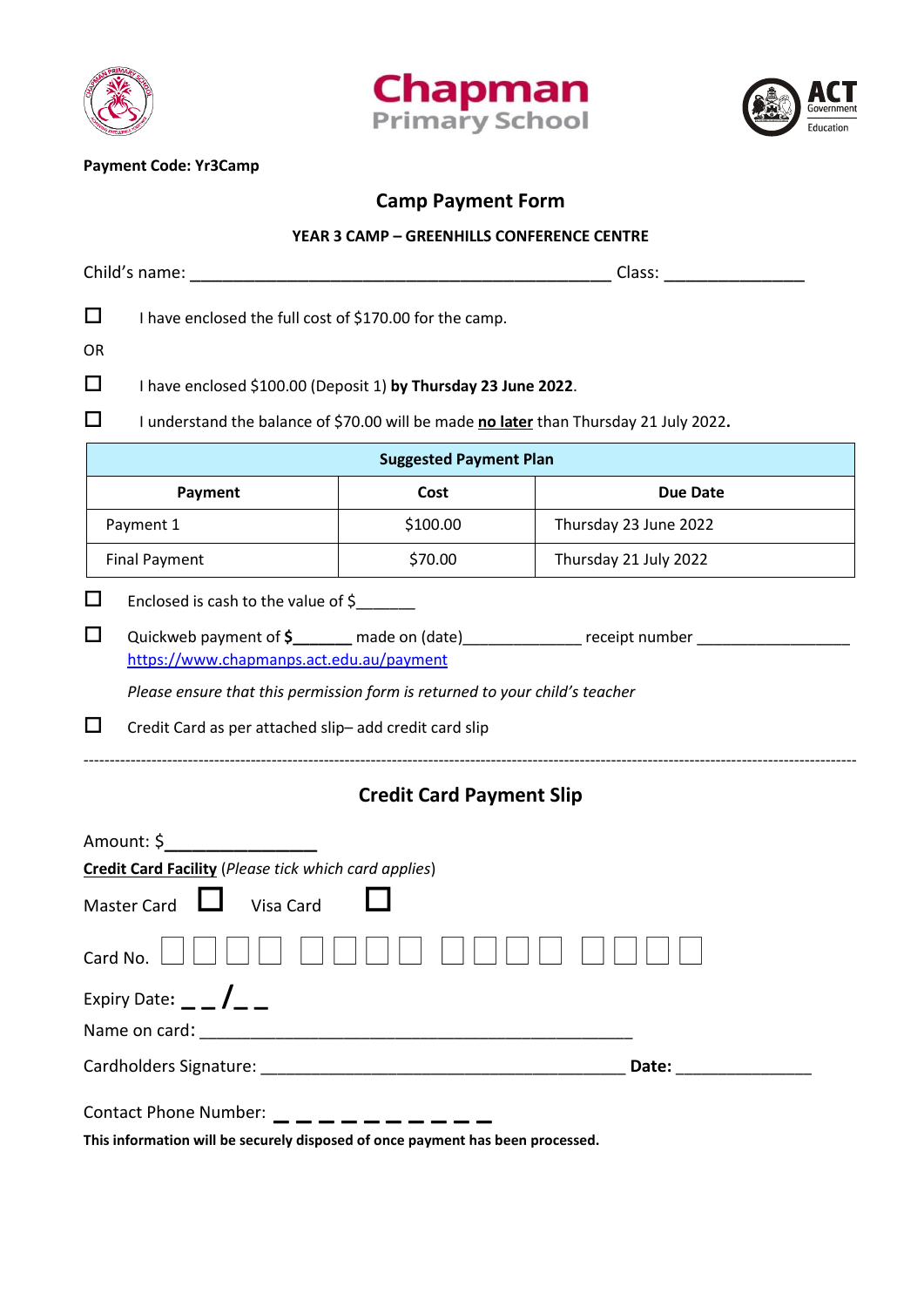Payment Code: Yr3Camp

## Camp Payment Form

**YEAR 3 CAMP – GREENHILLS CONFERENCE CENTRE**

Child's name: _______________________________________________ Class: _______________

☐ I have enclosed the full cost of $170.00 for the camp.

OR

☐ I have enclosed $100.00 (Deposit 1) **by Thursday 23 June 2022**.

☐ I understand the balance of $70.00 will be made **no later** than Thursday 21 July 2022**.**

| Suggested Payment Plan | | |
|---|---|---|
| **Payment** | **Cost** | **Due Date** |
| Payment 1 | $100.00 | Thursday 23 June 2022 |
| Final Payment | $70.00 | Thursday 21 July 2022 |

☐ Enclosed is cash to the value of $_______

☐ Quickweb payment of **$**_______ made on (date)_____________ receipt number _________________
https://www.chapmanps.act.edu.au/payment

*Please ensure that this permission form is returned to your child's teacher*

☐ Credit Card as per attached slip– add credit card slip

---

## Credit Card Payment Slip

Amount: $________________

**Credit Card Facility** (*Please tick which card applies*)

Master Card ☐ Visa Card ☐

Card No. ☐☐☐☐ ☐☐☐☐ ☐☐☐☐ ☐☐☐☐

Expiry Date: _ _ / _ _

Name on card: __________________________________________________

Cardholders Signature: __________________________________________ **Date:** _______________

Contact Phone Number: _ _ _ _ _ _ _ _ _ _

**This information will be securely disposed of once payment has been processed.**